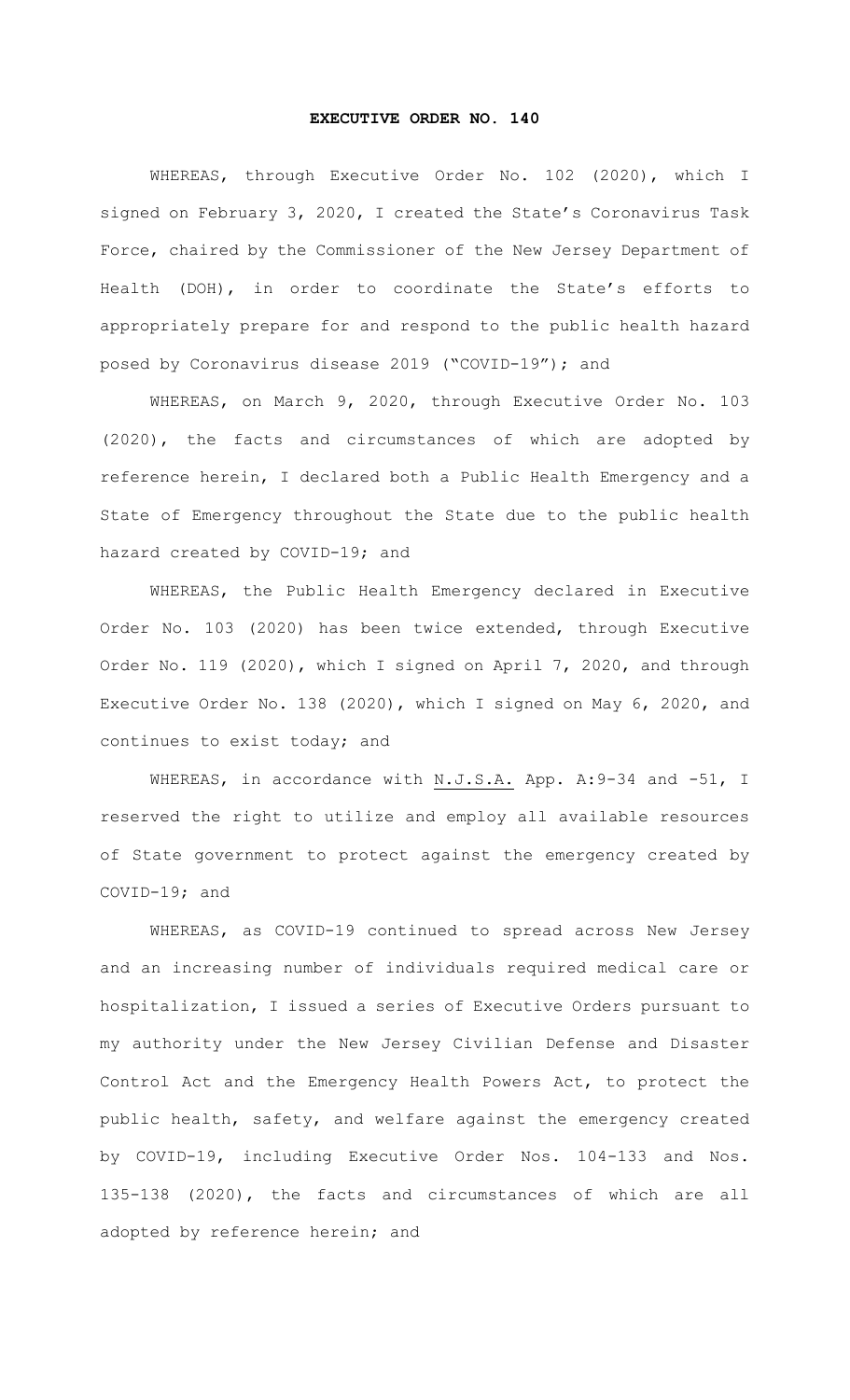# EXECUTIVE ORDER NO. 140

WHEREAS, through Executive Order No. 102 (2020), which I signed on February 3, 2020, I created the State's Coronavirus Task Force, chaired by the Commissioner of the New Jersey Department of Health (DOH), in order to coordinate the State's efforts to appropriately prepare for and respond to the public health hazard posed by Coronavirus disease 2019 ("COVID-19"); and

WHEREAS, on March 9, 2020, through Executive Order No. 103 (2020), the facts and circumstances of which are adopted by reference herein, I declared both a Public Health Emergency and a State of Emergency throughout the State due to the public health hazard created by COVID-19; and

WHEREAS, the Public Health Emergency declared in Executive Order No. 103 (2020) has been twice extended, through Executive Order No. 119 (2020), which I signed on April 7, 2020, and through Executive Order No. 138 (2020), which I signed on May 6, 2020, and continues to exist today; and

WHEREAS, in accordance with N.J.S.A. App. A:9-34 and -51, I reserved the right to utilize and employ all available resources of State government to protect against the emergency created by COVID-19; and

WHEREAS, as COVID-19 continued to spread across New Jersey and an increasing number of individuals required medical care or hospitalization, I issued a series of Executive Orders pursuant to my authority under the New Jersey Civilian Defense and Disaster Control Act and the Emergency Health Powers Act, to protect the public health, safety, and welfare against the emergency created by COVID-19, including Executive Order Nos. 104-133 and Nos. 135-138 (2020), the facts and circumstances of which are all adopted by reference herein; and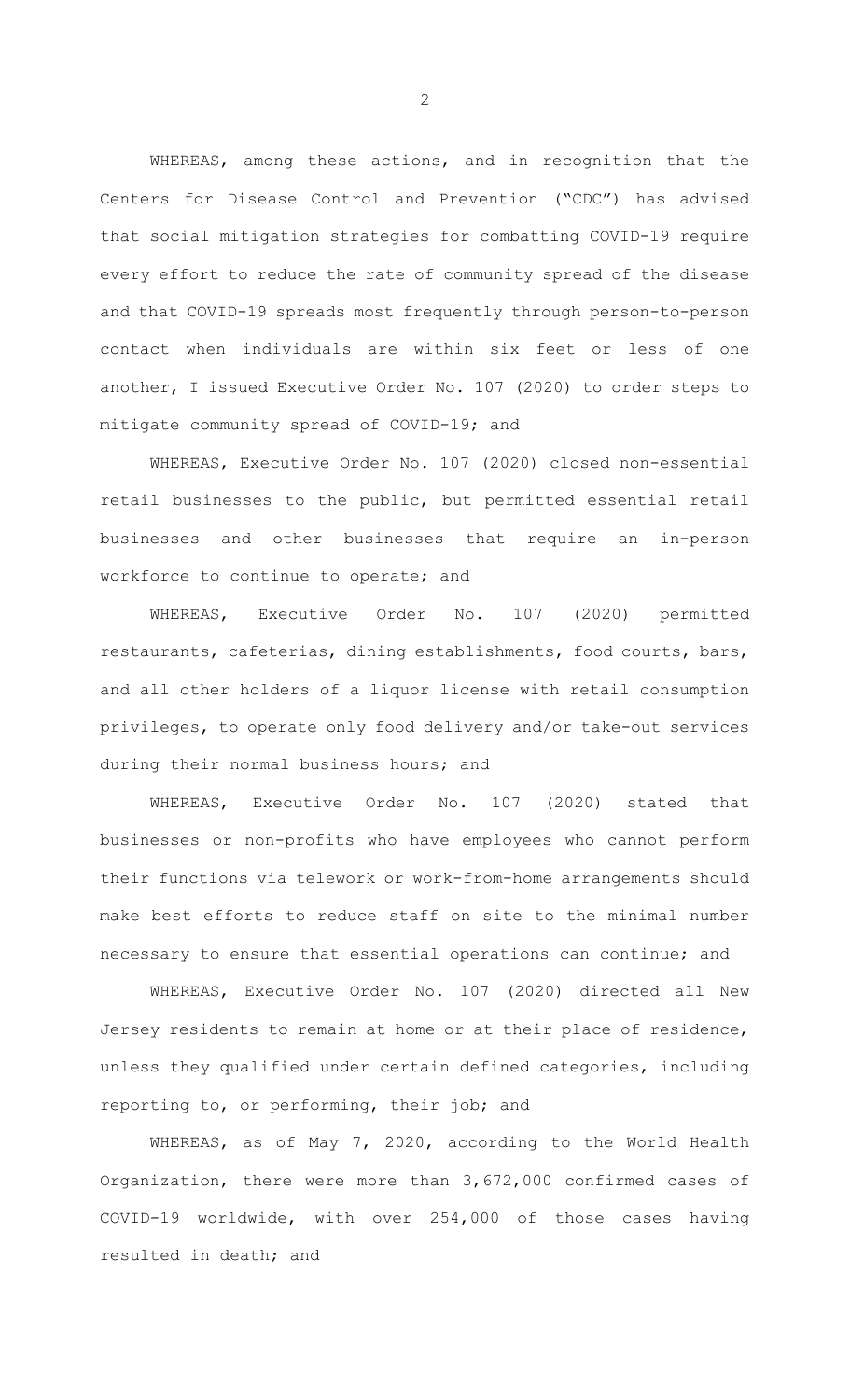WHEREAS, among these actions, and in recognition that the Centers for Disease Control and Prevention ("CDC") has advised that social mitigation strategies for combatting COVID-19 require every effort to reduce the rate of community spread of the disease and that COVID-19 spreads most frequently through person-to-person contact when individuals are within six feet or less of one another, I issued Executive Order No. 107 (2020) to order steps to mitigate community spread of COVID-19; and

WHEREAS, Executive Order No. 107 (2020) closed non-essential retail businesses to the public, but permitted essential retail businesses and other businesses that require an in-person workforce to continue to operate; and

WHEREAS, Executive Order No. 107 (2020) permitted restaurants, cafeterias, dining establishments, food courts, bars, and all other holders of a liquor license with retail consumption privileges, to operate only food delivery and/or take-out services during their normal business hours; and

WHEREAS, Executive Order No. 107 (2020) stated that businesses or non-profits who have employees who cannot perform their functions via telework or work-from-home arrangements should make best efforts to reduce staff on site to the minimal number necessary to ensure that essential operations can continue; and

WHEREAS, Executive Order No. 107 (2020) directed all New Jersey residents to remain at home or at their place of residence, unless they qualified under certain defined categories, including reporting to, or performing, their job; and

WHEREAS, as of May 7, 2020, according to the World Health Organization, there were more than 3,672,000 confirmed cases of COVID-19 worldwide, with over 254,000 of those cases having resulted in death; and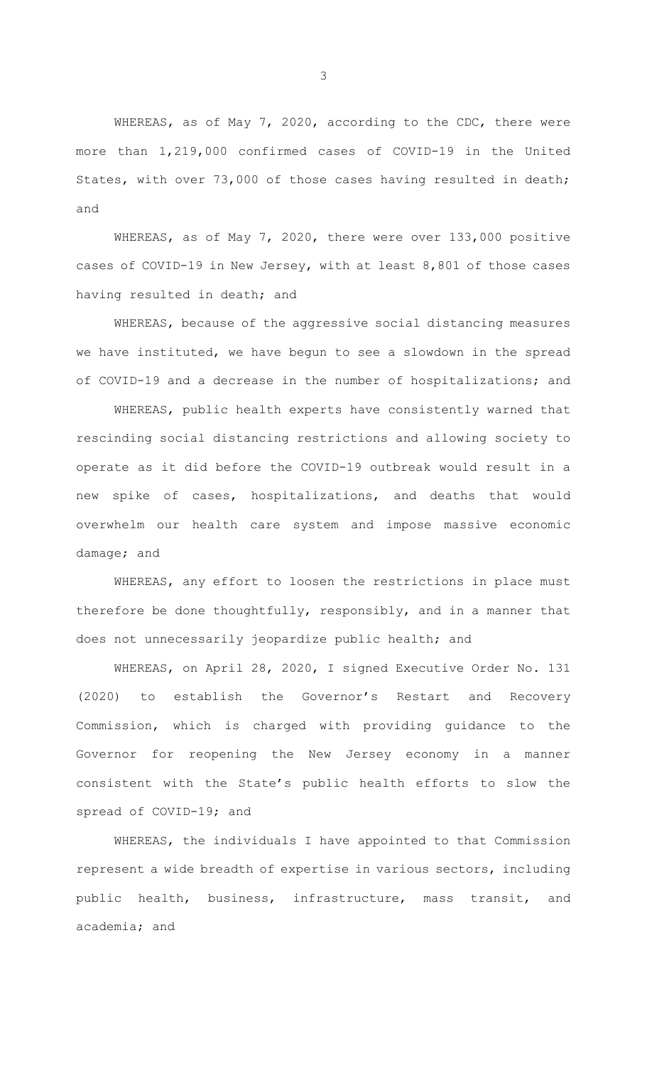WHEREAS, as of May 7, 2020, according to the CDC, there were more than 1,219,000 confirmed cases of COVID-19 in the United States, with over 73,000 of those cases having resulted in death; and

WHEREAS, as of May 7, 2020, there were over 133,000 positive cases of COVID-19 in New Jersey, with at least 8,801 of those cases having resulted in death; and

WHEREAS, because of the aggressive social distancing measures we have instituted, we have begun to see a slowdown in the spread of COVID-19 and a decrease in the number of hospitalizations; and

WHEREAS, public health experts have consistently warned that rescinding social distancing restrictions and allowing society to operate as it did before the COVID-19 outbreak would result in a new spike of cases, hospitalizations, and deaths that would overwhelm our health care system and impose massive economic damage; and

WHEREAS, any effort to loosen the restrictions in place must therefore be done thoughtfully, responsibly, and in a manner that does not unnecessarily jeopardize public health; and

WHEREAS, on April 28, 2020, I signed Executive Order No. 131 (2020) to establish the Governor's Restart and Recovery Commission, which is charged with providing guidance to the Governor for reopening the New Jersey economy in a manner consistent with the State's public health efforts to slow the spread of COVID-19; and

WHEREAS, the individuals I have appointed to that Commission represent a wide breadth of expertise in various sectors, including public health, business, infrastructure, mass transit, and academia; and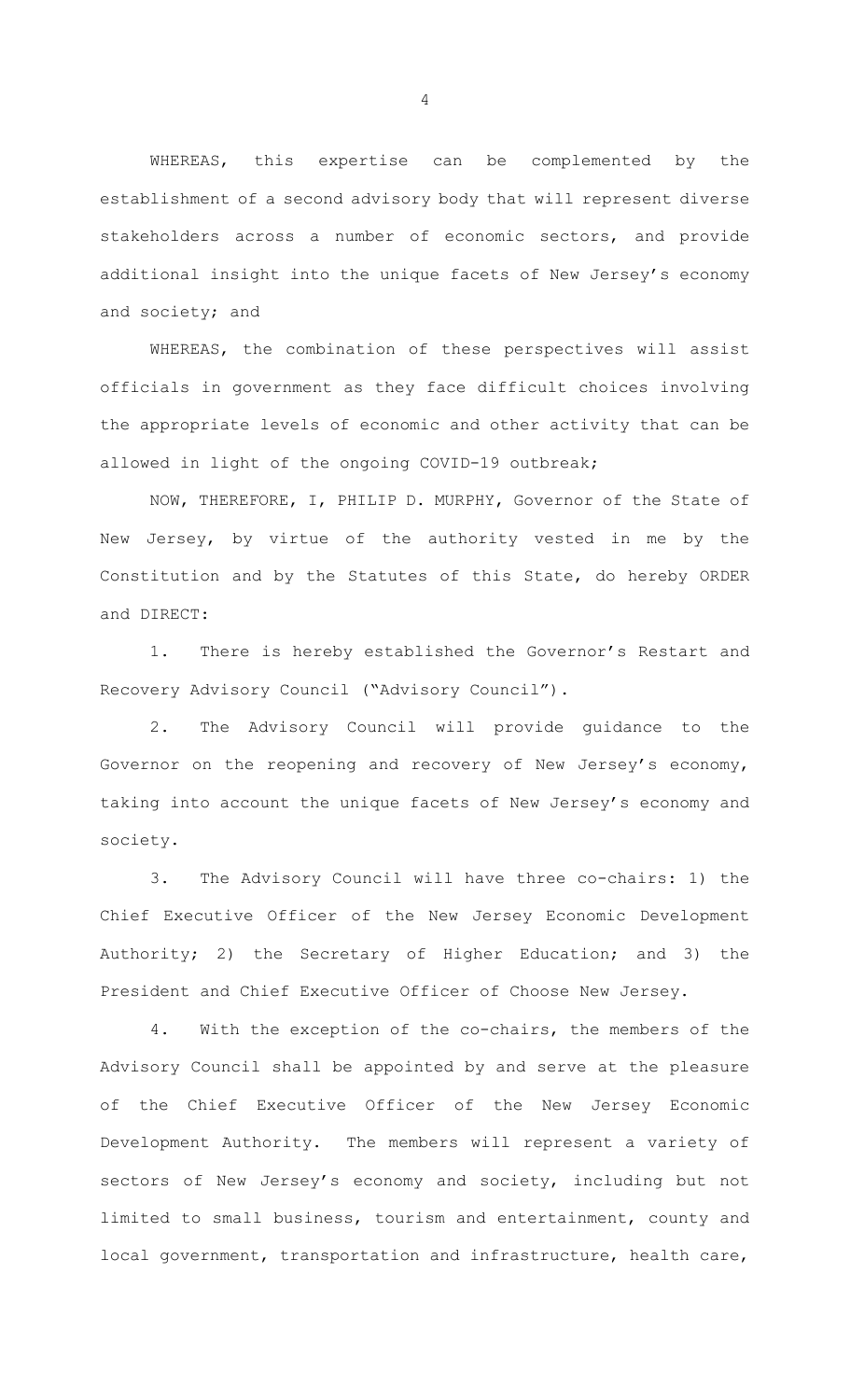WHEREAS, this expertise can be complemented by the establishment of a second advisory body that will represent diverse stakeholders across a number of economic sectors, and provide additional insight into the unique facets of New Jersey's economy and society; and

WHEREAS, the combination of these perspectives will assist officials in government as they face difficult choices involving the appropriate levels of economic and other activity that can be allowed in light of the ongoing COVID-19 outbreak;

NOW, THEREFORE, I, PHILIP D. MURPHY, Governor of the State of New Jersey, by virtue of the authority vested in me by the Constitution and by the Statutes of this State, do hereby ORDER and DIRECT:

1. There is hereby established the Governor's Restart and Recovery Advisory Council ("Advisory Council").

2. The Advisory Council will provide guidance to the Governor on the reopening and recovery of New Jersey's economy, taking into account the unique facets of New Jersey's economy and society.

3. The Advisory Council will have three co-chairs: 1) the Chief Executive Officer of the New Jersey Economic Development Authority; 2) the Secretary of Higher Education; and 3) the President and Chief Executive Officer of Choose New Jersey.

4. With the exception of the co-chairs, the members of the Advisory Council shall be appointed by and serve at the pleasure of the Chief Executive Officer of the New Jersey Economic Development Authority. The members will represent a variety of sectors of New Jersey's economy and society, including but not limited to small business, tourism and entertainment, county and local government, transportation and infrastructure, health care,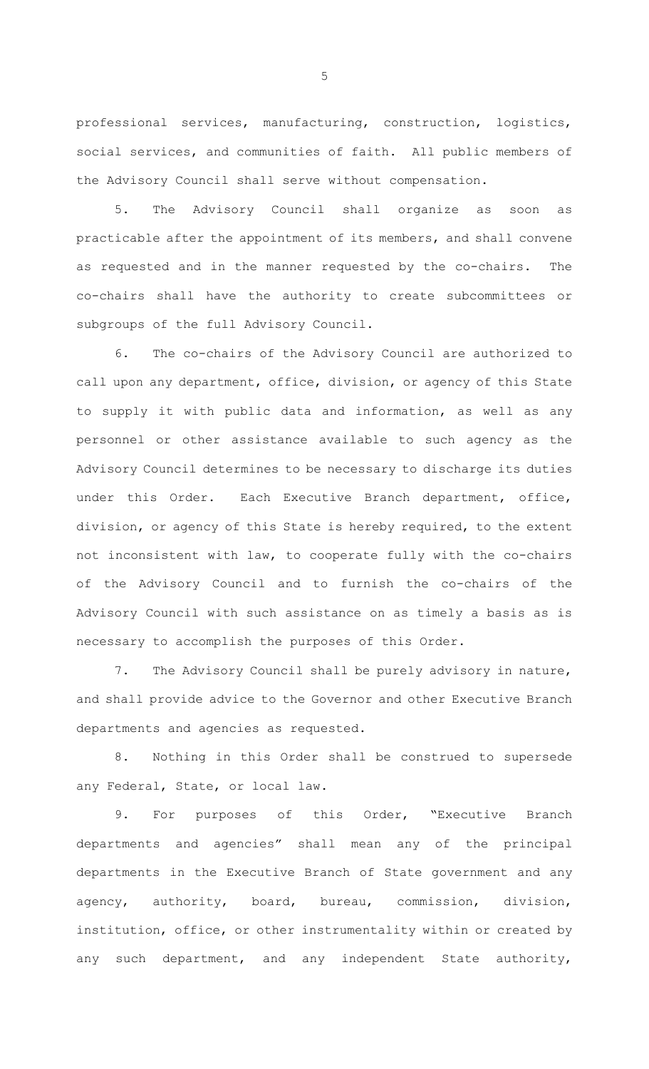professional services, manufacturing, construction, logistics, social services, and communities of faith. All public members of the Advisory Council shall serve without compensation.

5. The Advisory Council shall organize as soon as practicable after the appointment of its members, and shall convene as requested and in the manner requested by the co-chairs. The co-chairs shall have the authority to create subcommittees or subgroups of the full Advisory Council.

6. The co-chairs of the Advisory Council are authorized to call upon any department, office, division, or agency of this State to supply it with public data and information, as well as any personnel or other assistance available to such agency as the Advisory Council determines to be necessary to discharge its duties under this Order. Each Executive Branch department, office, division, or agency of this State is hereby required, to the extent not inconsistent with law, to cooperate fully with the co-chairs of the Advisory Council and to furnish the co-chairs of the Advisory Council with such assistance on as timely a basis as is necessary to accomplish the purposes of this Order.

7. The Advisory Council shall be purely advisory in nature, and shall provide advice to the Governor and other Executive Branch departments and agencies as requested.

8. Nothing in this Order shall be construed to supersede any Federal, State, or local law.

9. For purposes of this Order, "Executive Branch departments and agencies" shall mean any of the principal departments in the Executive Branch of State government and any agency, authority, board, bureau, commission, division, institution, office, or other instrumentality within or created by any such department, and any independent State authority,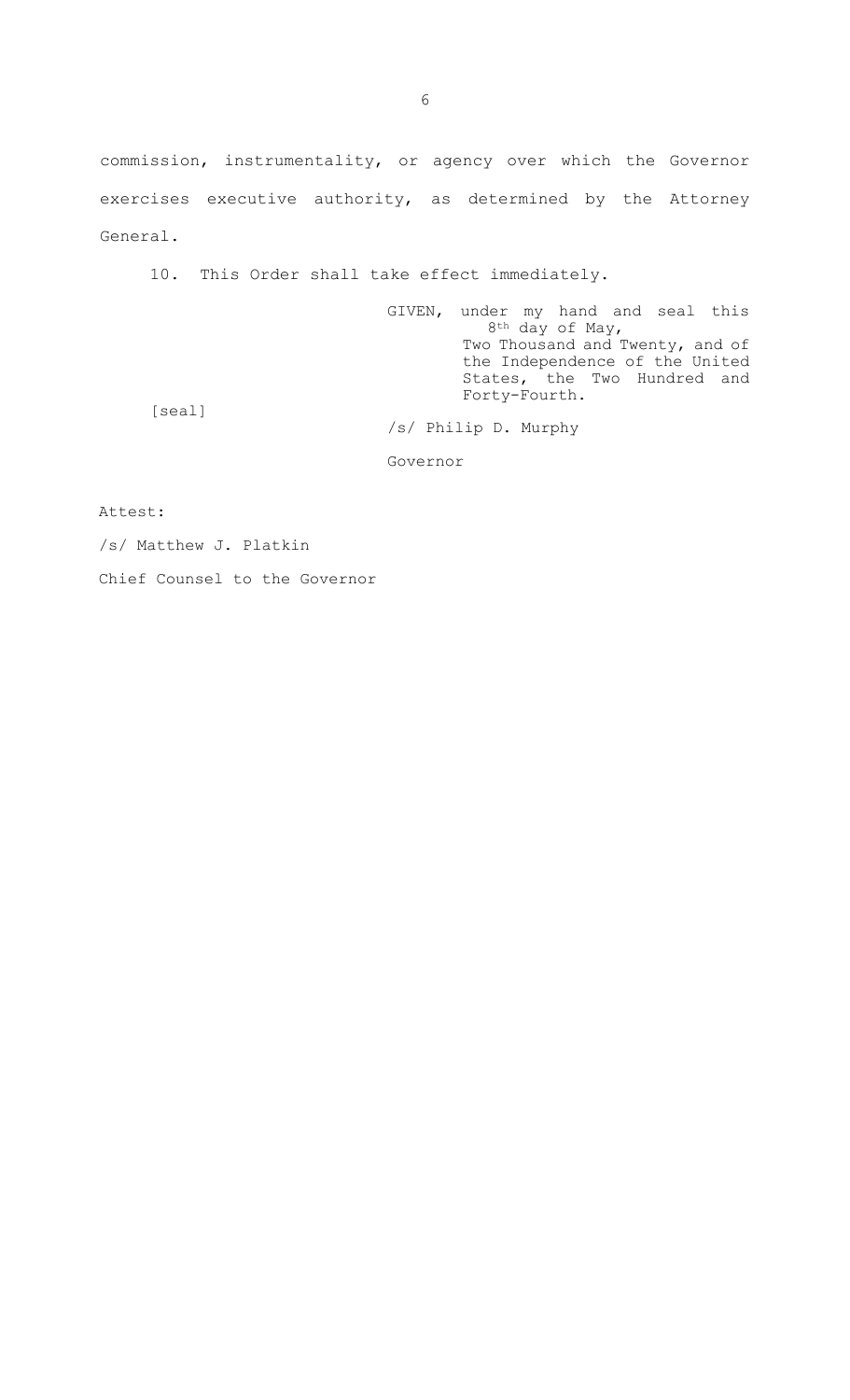commission, instrumentality, or agency over which the Governor exercises executive authority, as determined by the Attorney General.

10. This Order shall take effect immediately.

GIVEN, under my hand and seal this 8th day of May, Two Thousand and Twenty, and of the Independence of the United States, the Two Hundred and Forty-Fourth.

[seal]

/s/ Philip D. Murphy

Governor

Attest:

/s/ Matthew J. Platkin

Chief Counsel to the Governor